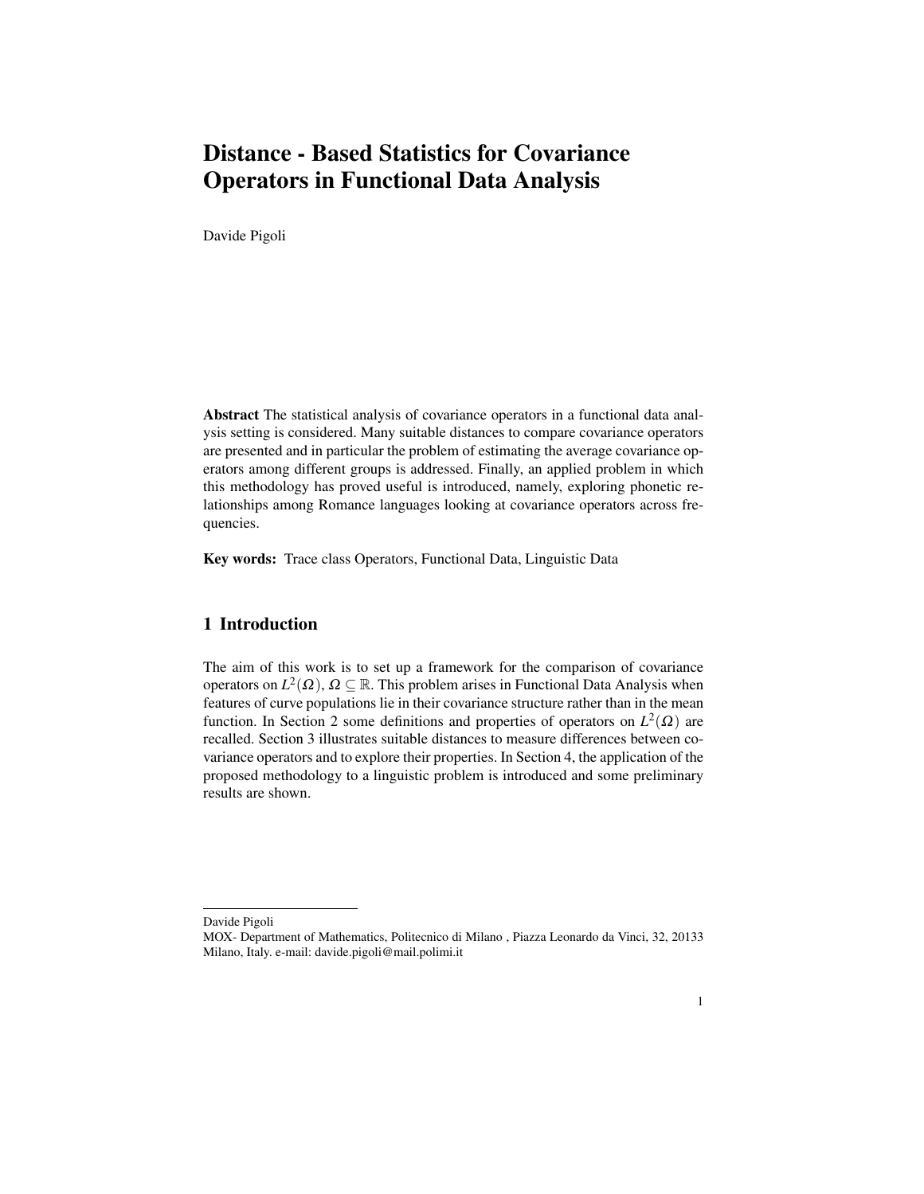# Distance - Based Statistics for Covariance Operators in Functional Data Analysis

Davide Pigoli

**Abstract** The statistical analysis of covariance operators in a functional data analysis setting is considered. Many suitable distances to compare covariance operators are presented and in particular the problem of estimating the average covariance operators among different groups is addressed. Finally, an applied problem in which this methodology has proved useful is introduced, namely, exploring phonetic relationships among Romance languages looking at covariance operators across frequencies.

**Key words:** Trace class Operators, Functional Data, Linguistic Data

## 1 Introduction

The aim of this work is to set up a framework for the comparison of covariance operators on $L^2(\Omega)$, $\Omega \subseteq \mathbb{R}$. This problem arises in Functional Data Analysis when features of curve populations lie in their covariance structure rather than in the mean function. In Section 2 some definitions and properties of operators on $L^2(\Omega)$ are recalled. Section 3 illustrates suitable distances to measure differences between covariance operators and to explore their properties. In Section 4, the application of the proposed methodology to a linguistic problem is introduced and some preliminary results are shown.

---

Davide Pigoli
MOX- Department of Mathematics, Politecnico di Milano , Piazza Leonardo da Vinci, 32, 20133 Milano, Italy. e-mail: davide.pigoli@mail.polimi.it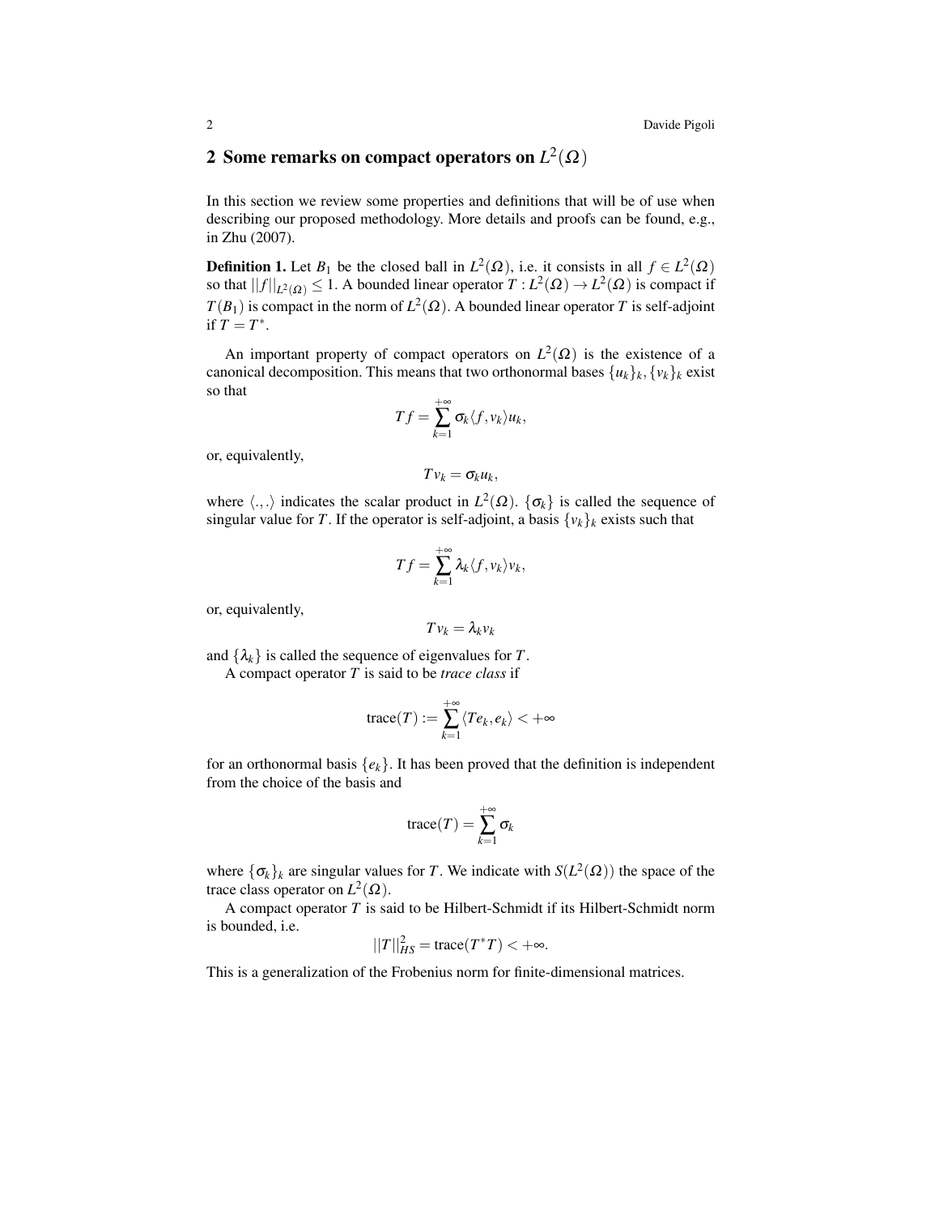## 2 Some remarks on compact operators on $L^2(\Omega)$

In this section we review some properties and definitions that will be of use when describing our proposed methodology. More details and proofs can be found, e.g., in Zhu (2007).

**Definition 1.** Let $B_1$ be the closed ball in $L^2(\Omega)$, i.e. it consists in all $f \in L^2(\Omega)$ so that $||f||_{L^2(\Omega)} \leq 1$. A bounded linear operator $T : L^2(\Omega) \to L^2(\Omega)$ is compact if $T(B_1)$ is compact in the norm of $L^2(\Omega)$. A bounded linear operator $T$ is self-adjoint if $T = T^*$.

An important property of compact operators on $L^2(\Omega)$ is the existence of a canonical decomposition. This means that two orthonormal bases $\{u_k\}_k, \{v_k\}_k$ exist so that

$$Tf = \sum_{k=1}^{+\infty} \sigma_k \langle f, v_k \rangle u_k,$$

or, equivalently,

$$Tv_k = \sigma_k u_k,$$

where $\langle .,. \rangle$ indicates the scalar product in $L^2(\Omega)$. $\{\sigma_k\}$ is called the sequence of singular value for $T$. If the operator is self-adjoint, a basis $\{v_k\}_k$ exists such that

$$Tf = \sum_{k=1}^{+\infty} \lambda_k \langle f, v_k \rangle v_k,$$

or, equivalently,

$$Tv_k = \lambda_k v_k$$

and $\{\lambda_k\}$ is called the sequence of eigenvalues for $T$.

A compact operator $T$ is said to be *trace class* if

$$\text{trace}(T) := \sum_{k=1}^{+\infty} \langle Te_k, e_k \rangle < +\infty$$

for an orthonormal basis $\{e_k\}$. It has been proved that the definition is independent from the choice of the basis and

$$\text{trace}(T) = \sum_{k=1}^{+\infty} \sigma_k$$

where $\{\sigma_k\}_k$ are singular values for $T$. We indicate with $S(L^2(\Omega))$ the space of the trace class operator on $L^2(\Omega)$.

A compact operator $T$ is said to be Hilbert-Schmidt if its Hilbert-Schmidt norm is bounded, i.e.

$$||T||_{HS}^2 = \text{trace}(T^*T) < +\infty.$$

This is a generalization of the Frobenius norm for finite-dimensional matrices.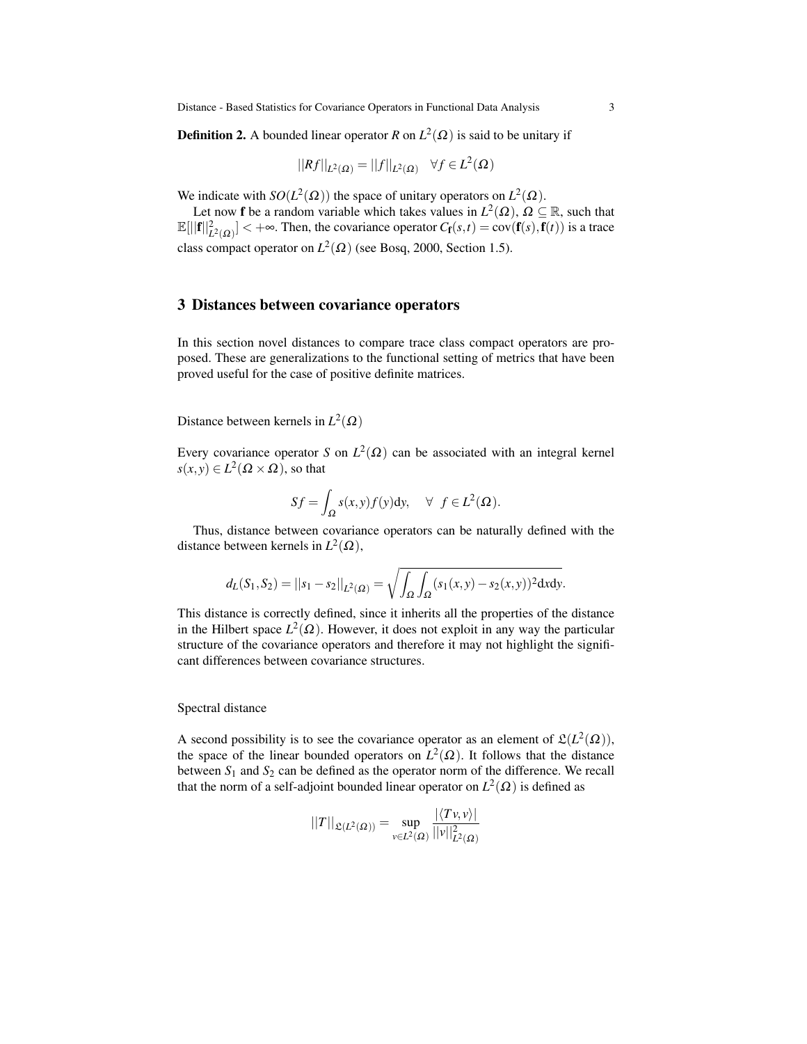**Definition 2.** A bounded linear operator $R$ on $L^2(\Omega)$ is said to be unitary if

$$||Rf||_{L^2(\Omega)} = ||f||_{L^2(\Omega)} \quad \forall f \in L^2(\Omega)$$

We indicate with $SO(L^2(\Omega))$ the space of unitary operators on $L^2(\Omega)$.

Let now $\mathbf{f}$ be a random variable which takes values in $L^2(\Omega)$, $\Omega \subseteq \mathbb{R}$, such that $\mathbb{E}[||\mathbf{f}||^2_{L^2(\Omega)}] < +\infty$. Then, the covariance operator $C_{\mathbf{f}}(s,t) = \mathrm{cov}(\mathbf{f}(s), \mathbf{f}(t))$ is a trace class compact operator on $L^2(\Omega)$ (see Bosq, 2000, Section 1.5).

## 3 Distances between covariance operators

In this section novel distances to compare trace class compact operators are proposed. These are generalizations to the functional setting of metrics that have been proved useful for the case of positive definite matrices.

### Distance between kernels in $L^2(\Omega)$

Every covariance operator $S$ on $L^2(\Omega)$ can be associated with an integral kernel $s(x,y) \in L^2(\Omega \times \Omega)$, so that

$$Sf = \int_{\Omega} s(x,y) f(y) \mathrm{d}y, \quad \forall \; f \in L^2(\Omega).$$

Thus, distance between covariance operators can be naturally defined with the distance between kernels in $L^2(\Omega)$,

$$d_L(S_1, S_2) = ||s_1 - s_2||_{L^2(\Omega)} = \sqrt{\int_{\Omega} \int_{\Omega} (s_1(x,y) - s_2(x,y))^2 \mathrm{d}x \mathrm{d}y}.$$

This distance is correctly defined, since it inherits all the properties of the distance in the Hilbert space $L^2(\Omega)$. However, it does not exploit in any way the particular structure of the covariance operators and therefore it may not highlight the significant differences between covariance structures.

### Spectral distance

A second possibility is to see the covariance operator as an element of $\mathfrak{L}(L^2(\Omega))$, the space of the linear bounded operators on $L^2(\Omega)$. It follows that the distance between $S_1$ and $S_2$ can be defined as the operator norm of the difference. We recall that the norm of a self-adjoint bounded linear operator on $L^2(\Omega)$ is defined as

$$||T||_{\mathfrak{L}(L^2(\Omega))} = \sup_{v \in L^2(\Omega)} \frac{|\langle Tv, v \rangle|}{||v||^2_{L^2(\Omega)}}$$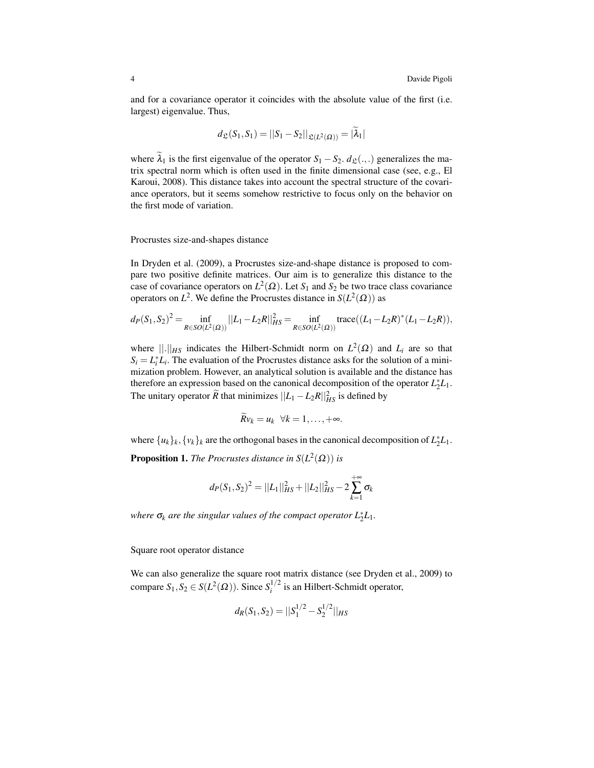and for a covariance operator it coincides with the absolute value of the first (i.e. largest) eigenvalue. Thus,

$$d_{\mathfrak{L}}(S_1, S_1) = ||S_1 - S_2||_{\mathfrak{L}(L^2(\Omega))} = |\widetilde{\lambda}_1|$$

where $\widetilde{\lambda}_1$ is the first eigenvalue of the operator $S_1 - S_2$. $d_{\mathfrak{L}}(.,.)$ generalizes the matrix spectral norm which is often used in the finite dimensional case (see, e.g., El Karoui, 2008). This distance takes into account the spectral structure of the covariance operators, but it seems somehow restrictive to focus only on the behavior on the first mode of variation.

Procrustes size-and-shapes distance

In Dryden et al. (2009), a Procrustes size-and-shape distance is proposed to compare two positive definite matrices. Our aim is to generalize this distance to the case of covariance operators on $L^2(\Omega)$. Let $S_1$ and $S_2$ be two trace class covariance operators on $L^2$. We define the Procrustes distance in $S(L^2(\Omega))$ as

$$d_P(S_1, S_2)^2 = \inf_{R \in SO(L^2(\Omega))} ||L_1 - L_2 R||_{HS}^2 = \inf_{R \in SO(L^2(\Omega))} \text{trace}((L_1 - L_2 R)^*(L_1 - L_2 R)),$$

where $||.||_{HS}$ indicates the Hilbert-Schmidt norm on $L^2(\Omega)$ and $L_i$ are so that $S_i = L_i^* L_i$. The evaluation of the Procrustes distance asks for the solution of a minimization problem. However, an analytical solution is available and the distance has therefore an expression based on the canonical decomposition of the operator $L_2^* L_1$. The unitary operator $\widetilde{R}$ that minimizes $||L_1 - L_2 R||_{HS}^2$ is defined by

$$\widetilde{R} v_k = u_k \;\; \forall k = 1, \ldots, +\infty.$$

where $\{u_k\}_k, \{v_k\}_k$ are the orthogonal bases in the canonical decomposition of $L_2^* L_1$.

**Proposition 1.** *The Procrustes distance in* $S(L^2(\Omega))$ *is*

$$d_P(S_1, S_2)^2 = ||L_1||_{HS}^2 + ||L_2||_{HS}^2 - 2 \sum_{k=1}^{+\infty} \sigma_k$$

*where* $\sigma_k$ *are the singular values of the compact operator* $L_2^* L_1$.

Square root operator distance

We can also generalize the square root matrix distance (see Dryden et al., 2009) to compare $S_1, S_2 \in S(L^2(\Omega))$. Since $S_i^{1/2}$ is an Hilbert-Schmidt operator,

$$d_R(S_1, S_2) = ||S_1^{1/2} - S_2^{1/2}||_{HS}$$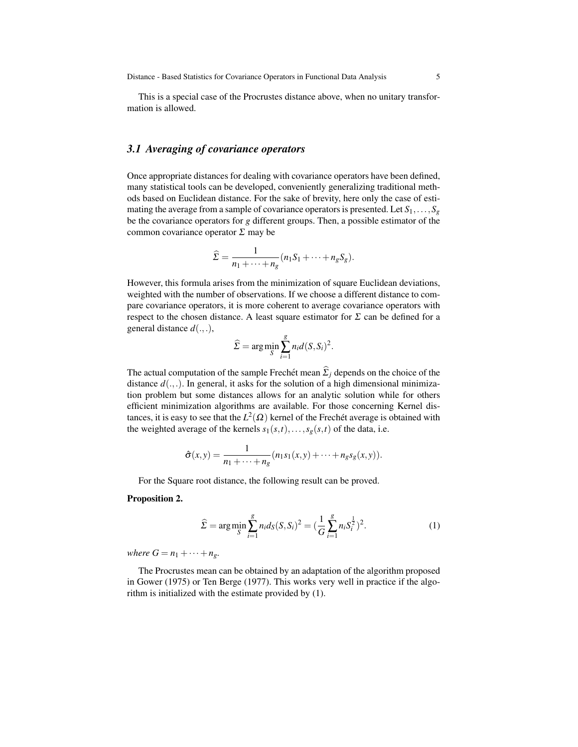This is a special case of the Procrustes distance above, when no unitary transformation is allowed.

### 3.1 Averaging of covariance operators

Once appropriate distances for dealing with covariance operators have been defined, many statistical tools can be developed, conveniently generalizing traditional methods based on Euclidean distance. For the sake of brevity, here only the case of estimating the average from a sample of covariance operators is presented. Let $S_1, \ldots, S_g$ be the covariance operators for $g$ different groups. Then, a possible estimator of the common covariance operator $\Sigma$ may be

$$\widehat{\Sigma} = \frac{1}{n_1 + \cdots + n_g}(n_1 S_1 + \cdots + n_g S_g).$$

However, this formula arises from the minimization of square Euclidean deviations, weighted with the number of observations. If we choose a different distance to compare covariance operators, it is more coherent to average covariance operators with respect to the chosen distance. A least square estimator for $\Sigma$ can be defined for a general distance $d(.,.)$,

$$\widehat{\Sigma} = \arg\min_{S} \sum_{i=1}^{g} n_i d(S, S_i)^2.$$

The actual computation of the sample Frechét mean $\widehat{\Sigma}_j$ depends on the choice of the distance $d(.,.)$. In general, it asks for the solution of a high dimensional minimization problem but some distances allows for an analytic solution while for others efficient minimization algorithms are available. For those concerning Kernel distances, it is easy to see that the $L^2(\Omega)$ kernel of the Frechét average is obtained with the weighted average of the kernels $s_1(s,t), \ldots, s_g(s,t)$ of the data, i.e.

$$\hat{\sigma}(x,y) = \frac{1}{n_1 + \cdots + n_g}(n_1 s_1(x,y) + \cdots + n_g s_g(x,y)).$$

For the Square root distance, the following result can be proved.

**Proposition 2.**

$$\widehat{\Sigma} = \arg\min_{S} \sum_{i=1}^{g} n_i d_S(S, S_i)^2 = \left(\frac{1}{G} \sum_{i=1}^{g} n_i S_i^{\frac{1}{2}}\right)^2. \tag{1}$$

*where* $G = n_1 + \cdots + n_g$.

The Procrustes mean can be obtained by an adaptation of the algorithm proposed in Gower (1975) or Ten Berge (1977). This works very well in practice if the algorithm is initialized with the estimate provided by (1).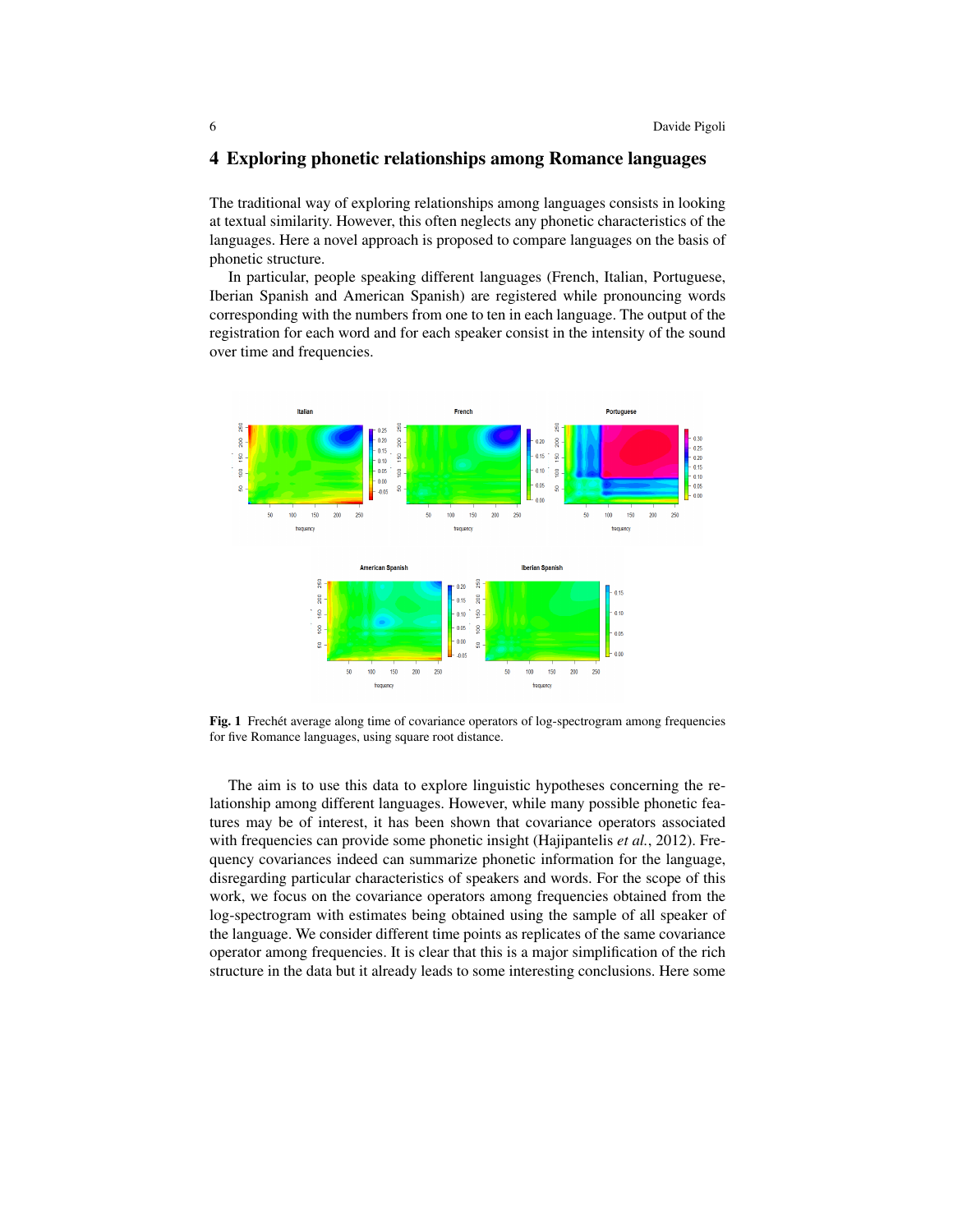## 4 Exploring phonetic relationships among Romance languages

The traditional way of exploring relationships among languages consists in looking at textual similarity. However, this often neglects any phonetic characteristics of the languages. Here a novel approach is proposed to compare languages on the basis of phonetic structure.

In particular, people speaking different languages (French, Italian, Portuguese, Iberian Spanish and American Spanish) are registered while pronouncing words corresponding with the numbers from one to ten in each language. The output of the registration for each word and for each speaker consist in the intensity of the sound over time and frequencies.

**Fig. 1** Frechét average along time of covariance operators of log-spectrogram among frequencies for five Romance languages, using square root distance.

The aim is to use this data to explore linguistic hypotheses concerning the relationship among different languages. However, while many possible phonetic features may be of interest, it has been shown that covariance operators associated with frequencies can provide some phonetic insight (Hajipantelis *et al.*, 2012). Frequency covariances indeed can summarize phonetic information for the language, disregarding particular characteristics of speakers and words. For the scope of this work, we focus on the covariance operators among frequencies obtained from the log-spectrogram with estimates being obtained using the sample of all speaker of the language. We consider different time points as replicates of the same covariance operator among frequencies. It is clear that this is a major simplification of the rich structure in the data but it already leads to some interesting conclusions. Here some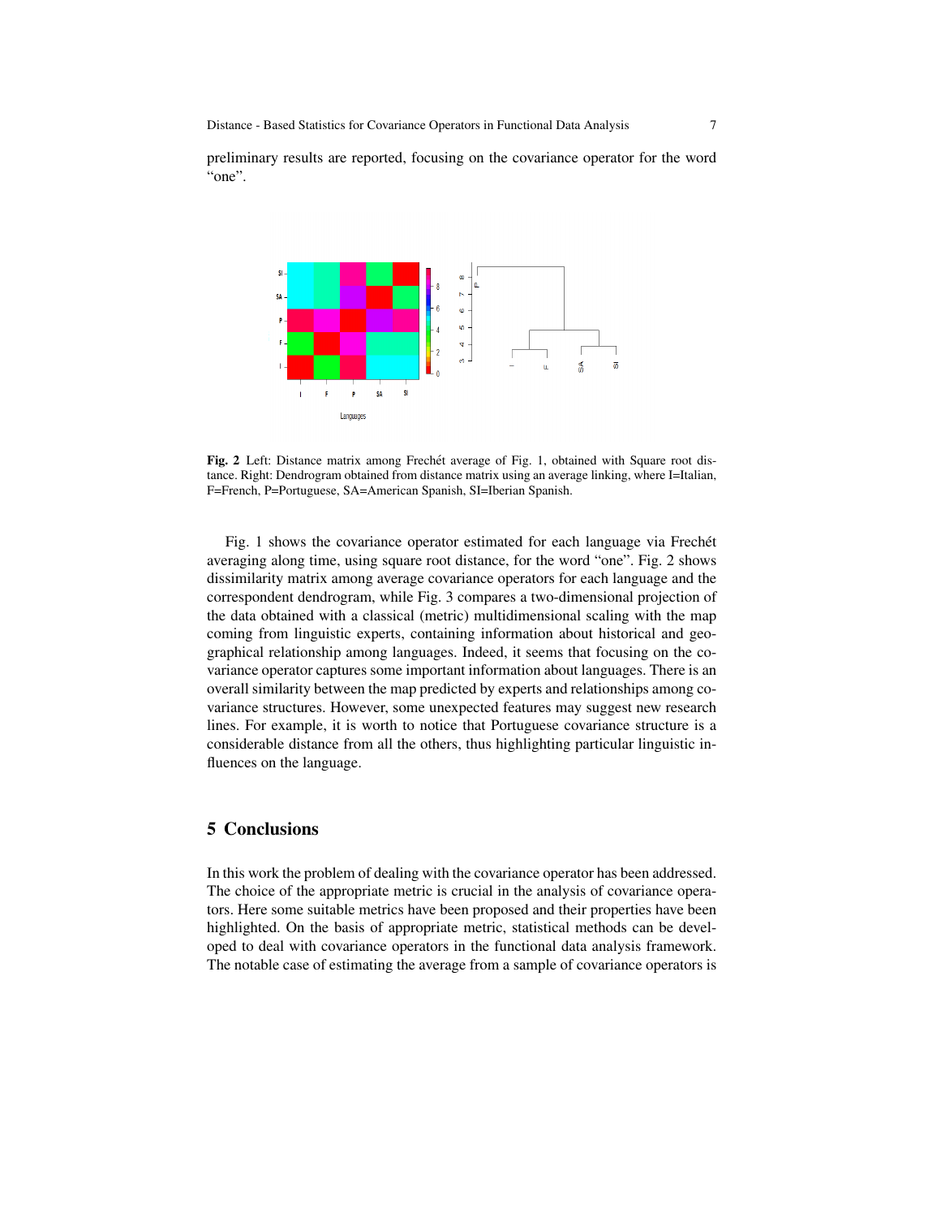preliminary results are reported, focusing on the covariance operator for the word "one".

**Fig. 2** Left: Distance matrix among Frechét average of Fig. 1, obtained with Square root distance. Right: Dendrogram obtained from distance matrix using an average linking, where I=Italian, F=French, P=Portuguese, SA=American Spanish, SI=Iberian Spanish.

Fig. 1 shows the covariance operator estimated for each language via Frechét averaging along time, using square root distance, for the word "one". Fig. 2 shows dissimilarity matrix among average covariance operators for each language and the correspondent dendrogram, while Fig. 3 compares a two-dimensional projection of the data obtained with a classical (metric) multidimensional scaling with the map coming from linguistic experts, containing information about historical and geographical relationship among languages. Indeed, it seems that focusing on the covariance operator captures some important information about languages. There is an overall similarity between the map predicted by experts and relationships among covariance structures. However, some unexpected features may suggest new research lines. For example, it is worth to notice that Portuguese covariance structure is a considerable distance from all the others, thus highlighting particular linguistic influences on the language.

## 5 Conclusions

In this work the problem of dealing with the covariance operator has been addressed. The choice of the appropriate metric is crucial in the analysis of covariance operators. Here some suitable metrics have been proposed and their properties have been highlighted. On the basis of appropriate metric, statistical methods can be developed to deal with covariance operators in the functional data analysis framework. The notable case of estimating the average from a sample of covariance operators is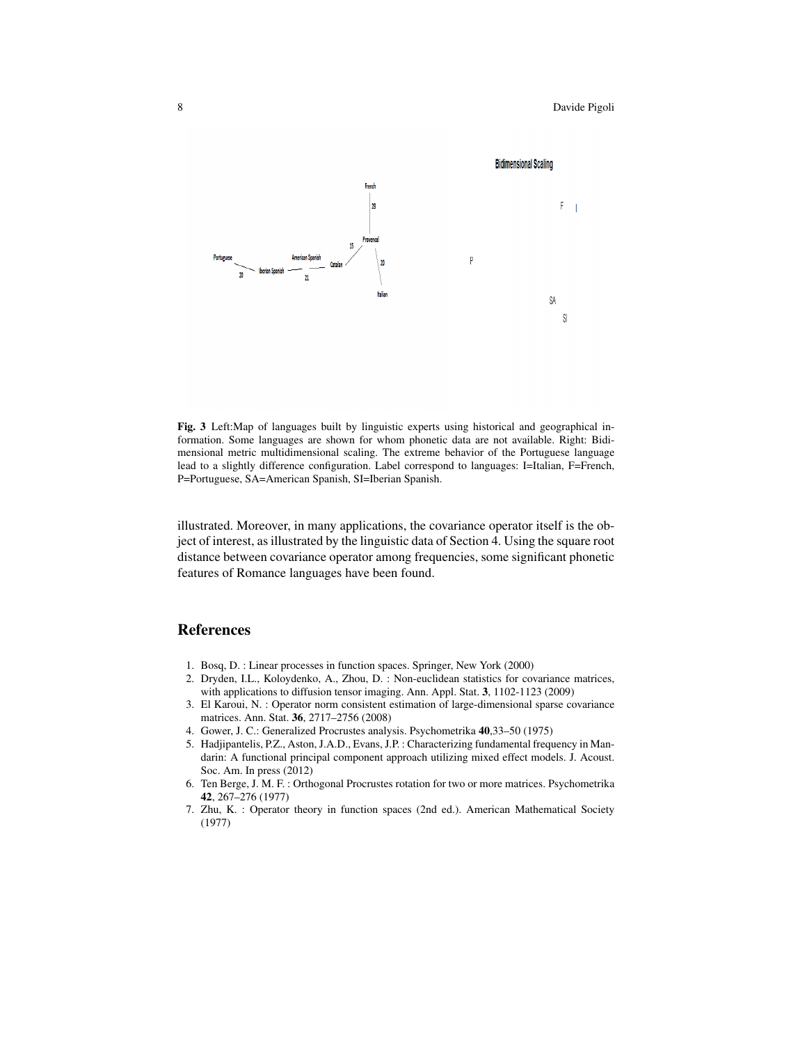French

28

15

Provencal

Portuguese

American Spanish

Iberian Spanish

Catalan

20

20

21

Italian

Bidimensional Scaling

F I

P

SA

SI

**Fig. 3** Left:Map of languages built by linguistic experts using historical and geographical information. Some languages are shown for whom phonetic data are not available. Right: Bidimensional metric multidimensional scaling. The extreme behavior of the Portuguese language lead to a slightly difference configuration. Label correspond to languages: I=Italian, F=French, P=Portuguese, SA=American Spanish, SI=Iberian Spanish.

illustrated. Moreover, in many applications, the covariance operator itself is the object of interest, as illustrated by the linguistic data of Section 4. Using the square root distance between covariance operator among frequencies, some significant phonetic features of Romance languages have been found.

## References

1. Bosq, D. : Linear processes in function spaces. Springer, New York (2000)
2. Dryden, I.L., Koloydenko, A., Zhou, D. : Non-euclidean statistics for covariance matrices, with applications to diffusion tensor imaging. Ann. Appl. Stat. **3**, 1102-1123 (2009)
3. El Karoui, N. : Operator norm consistent estimation of large-dimensional sparse covariance matrices. Ann. Stat. **36**, 2717–2756 (2008)
4. Gower, J. C.: Generalized Procrustes analysis. Psychometrika **40**,33–50 (1975)
5. Hadjipantelis, P.Z., Aston, J.A.D., Evans, J.P. : Characterizing fundamental frequency in Mandarin: A functional principal component approach utilizing mixed effect models. J. Acoust. Soc. Am. In press (2012)
6. Ten Berge, J. M. F. : Orthogonal Procrustes rotation for two or more matrices. Psychometrika **42**, 267–276 (1977)
7. Zhu, K. : Operator theory in function spaces (2nd ed.). American Mathematical Society (1977)